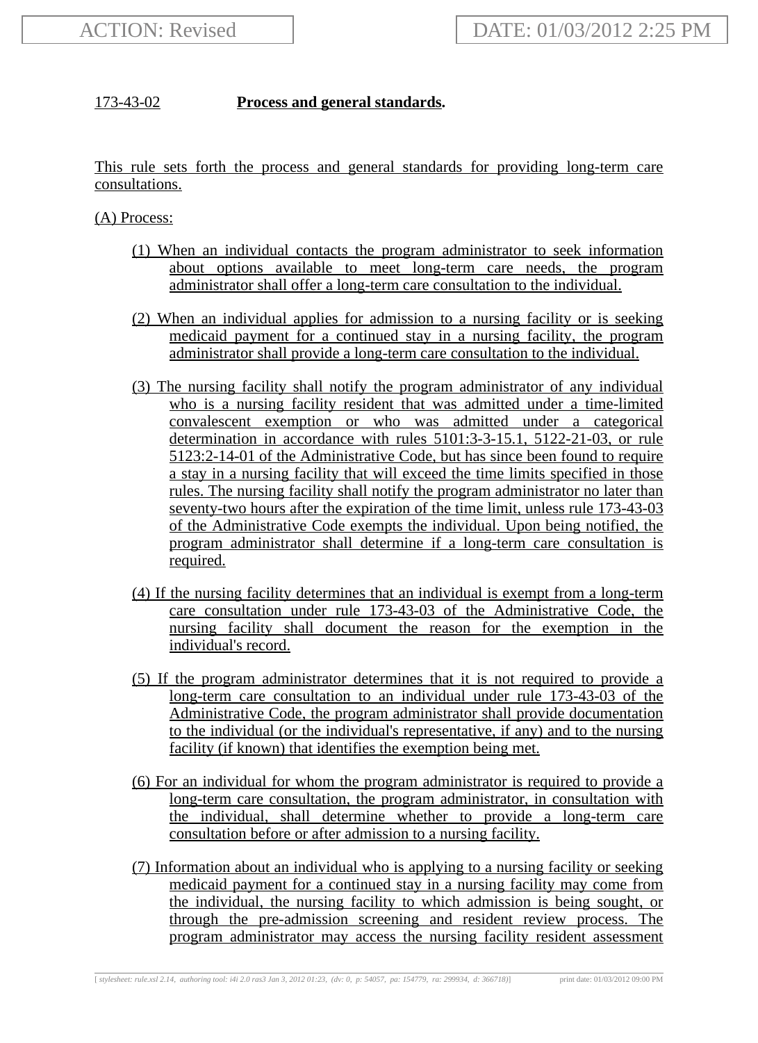ACTION: Revised DATE: 01/03/2012 2:25 PM

173-43-02 **Process and general standards.**

This rule sets forth the process and general standards for providing long-term care consultations.

(A) Process:

(1) When an individual contacts the program administrator to seek information about options available to meet long-term care needs, the program administrator shall offer a long-term care consultation to the individual.

(2) When an individual applies for admission to a nursing facility or is seeking medicaid payment for a continued stay in a nursing facility, the program administrator shall provide a long-term care consultation to the individual.

(3) The nursing facility shall notify the program administrator of any individual who is a nursing facility resident that was admitted under a time-limited convalescent exemption or who was admitted under a categorical determination in accordance with rules 5101:3-3-15.1, 5122-21-03, or rule 5123:2-14-01 of the Administrative Code, but has since been found to require a stay in a nursing facility that will exceed the time limits specified in those rules. The nursing facility shall notify the program administrator no later than seventy-two hours after the expiration of the time limit, unless rule 173-43-03 of the Administrative Code exempts the individual. Upon being notified, the program administrator shall determine if a long-term care consultation is required.

(4) If the nursing facility determines that an individual is exempt from a long-term care consultation under rule 173-43-03 of the Administrative Code, the nursing facility shall document the reason for the exemption in the individual's record.

(5) If the program administrator determines that it is not required to provide a long-term care consultation to an individual under rule 173-43-03 of the Administrative Code, the program administrator shall provide documentation to the individual (or the individual's representative, if any) and to the nursing facility (if known) that identifies the exemption being met.

(6) For an individual for whom the program administrator is required to provide a long-term care consultation, the program administrator, in consultation with the individual, shall determine whether to provide a long-term care consultation before or after admission to a nursing facility.

(7) Information about an individual who is applying to a nursing facility or seeking medicaid payment for a continued stay in a nursing facility may come from the individual, the nursing facility to which admission is being sought, or through the pre-admission screening and resident review process. The program administrator may access the nursing facility resident assessment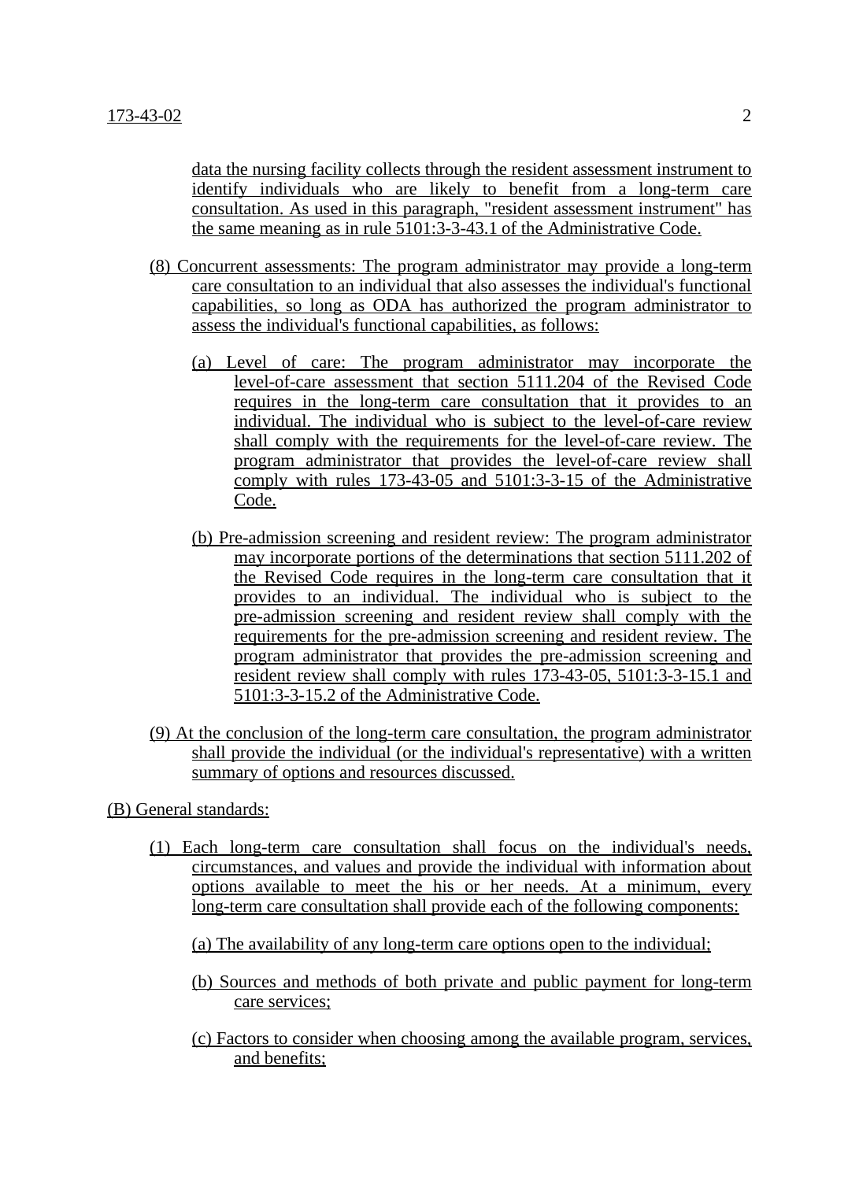data the nursing facility collects through the resident assessment instrument to identify individuals who are likely to benefit from a long-term care consultation. As used in this paragraph, "resident assessment instrument" has the same meaning as in rule 5101:3-3-43.1 of the Administrative Code.

(8) Concurrent assessments: The program administrator may provide a long-term care consultation to an individual that also assesses the individual's functional capabilities, so long as ODA has authorized the program administrator to assess the individual's functional capabilities, as follows:

(a) Level of care: The program administrator may incorporate the level-of-care assessment that section 5111.204 of the Revised Code requires in the long-term care consultation that it provides to an individual. The individual who is subject to the level-of-care review shall comply with the requirements for the level-of-care review. The program administrator that provides the level-of-care review shall comply with rules 173-43-05 and 5101:3-3-15 of the Administrative Code.

(b) Pre-admission screening and resident review: The program administrator may incorporate portions of the determinations that section 5111.202 of the Revised Code requires in the long-term care consultation that it provides to an individual. The individual who is subject to the pre-admission screening and resident review shall comply with the requirements for the pre-admission screening and resident review. The program administrator that provides the pre-admission screening and resident review shall comply with rules 173-43-05, 5101:3-3-15.1 and 5101:3-3-15.2 of the Administrative Code.

(9) At the conclusion of the long-term care consultation, the program administrator shall provide the individual (or the individual's representative) with a written summary of options and resources discussed.

(B) General standards:

(1) Each long-term care consultation shall focus on the individual's needs, circumstances, and values and provide the individual with information about options available to meet the his or her needs. At a minimum, every long-term care consultation shall provide each of the following components:

(a) The availability of any long-term care options open to the individual;

(b) Sources and methods of both private and public payment for long-term care services;

(c) Factors to consider when choosing among the available program, services, and benefits;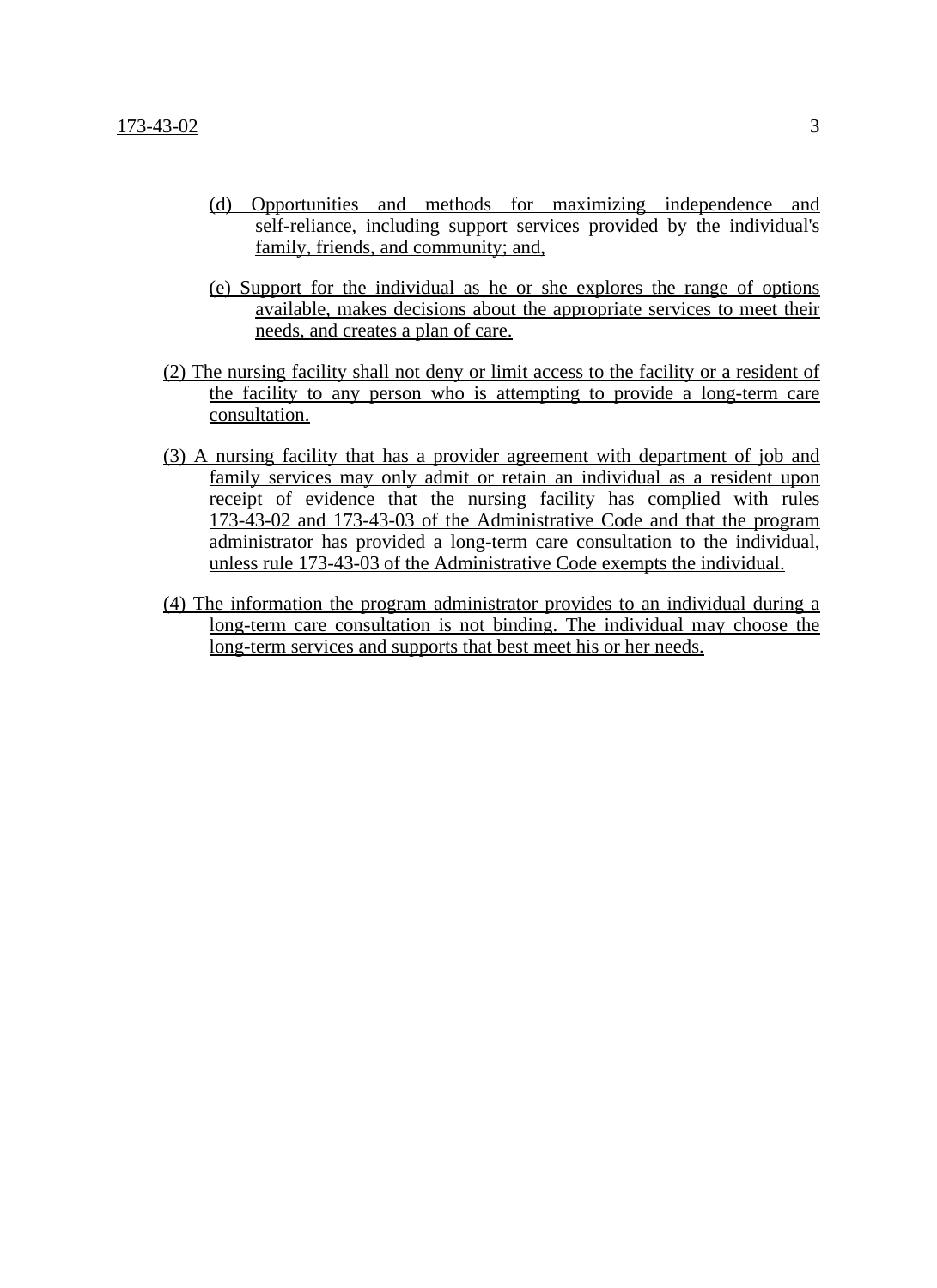(d) Opportunities and methods for maximizing independence and self-reliance, including support services provided by the individual's family, friends, and community; and,

(e) Support for the individual as he or she explores the range of options available, makes decisions about the appropriate services to meet their needs, and creates a plan of care.

(2) The nursing facility shall not deny or limit access to the facility or a resident of the facility to any person who is attempting to provide a long-term care consultation.

(3) A nursing facility that has a provider agreement with department of job and family services may only admit or retain an individual as a resident upon receipt of evidence that the nursing facility has complied with rules 173-43-02 and 173-43-03 of the Administrative Code and that the program administrator has provided a long-term care consultation to the individual, unless rule 173-43-03 of the Administrative Code exempts the individual.

(4) The information the program administrator provides to an individual during a long-term care consultation is not binding. The individual may choose the long-term services and supports that best meet his or her needs.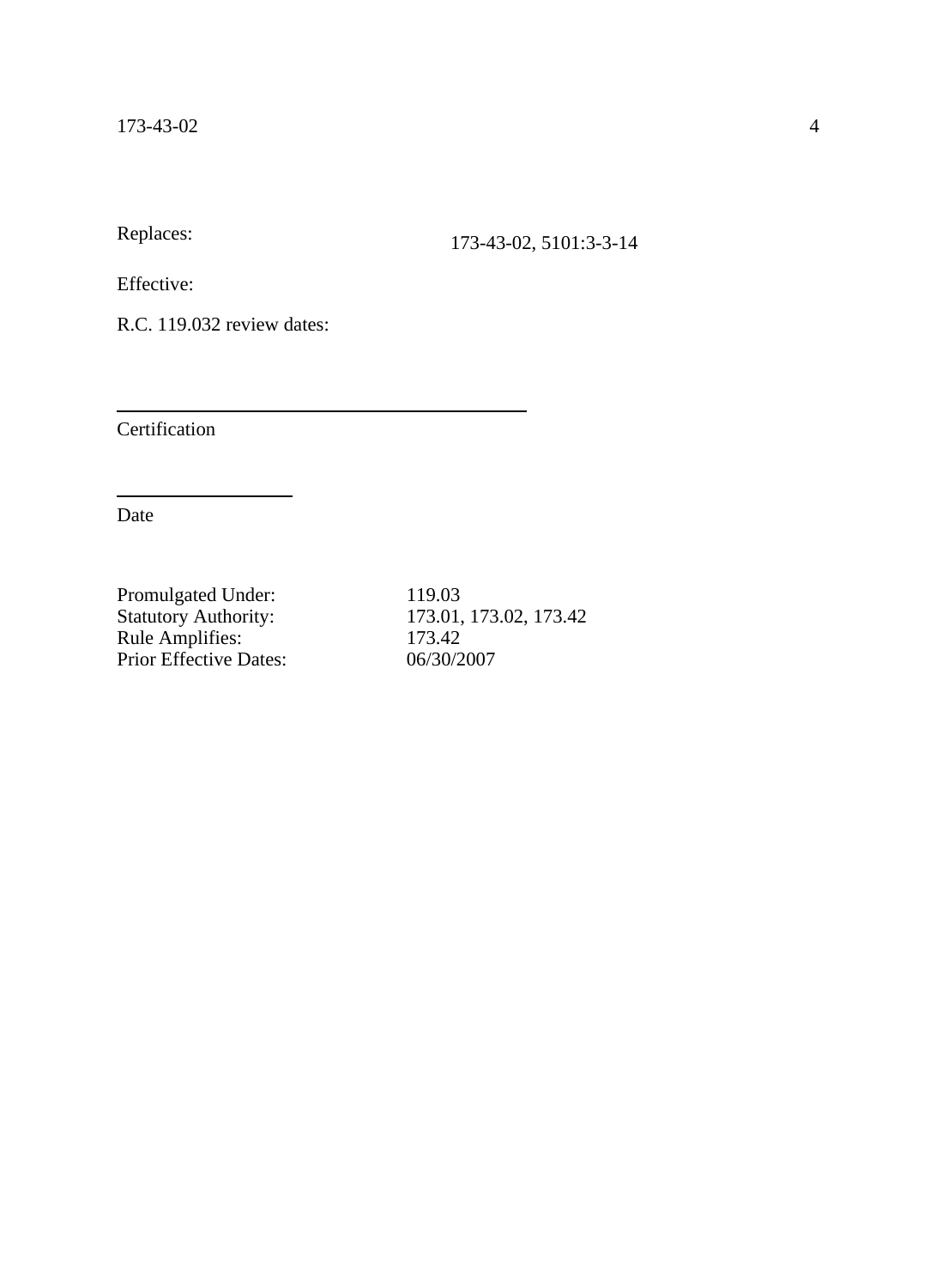Replaces: 173-43-02, 5101:3-3-14

Effective:

R.C. 119.032 review dates:

\_\_\_\_\_\_\_\_\_\_\_\_\_\_\_\_\_\_\_\_\_\_\_\_\_\_\_\_\_\_\_\_\_\_\_\_\_\_\_\_

Certification

\_\_\_\_\_\_\_\_\_\_\_\_\_\_\_\_\_

Date

| | |
|---|---|
| Promulgated Under: | 119.03 |
| Statutory Authority: | 173.01, 173.02, 173.42 |
| Rule Amplifies: | 173.42 |
| Prior Effective Dates: | 06/30/2007 |